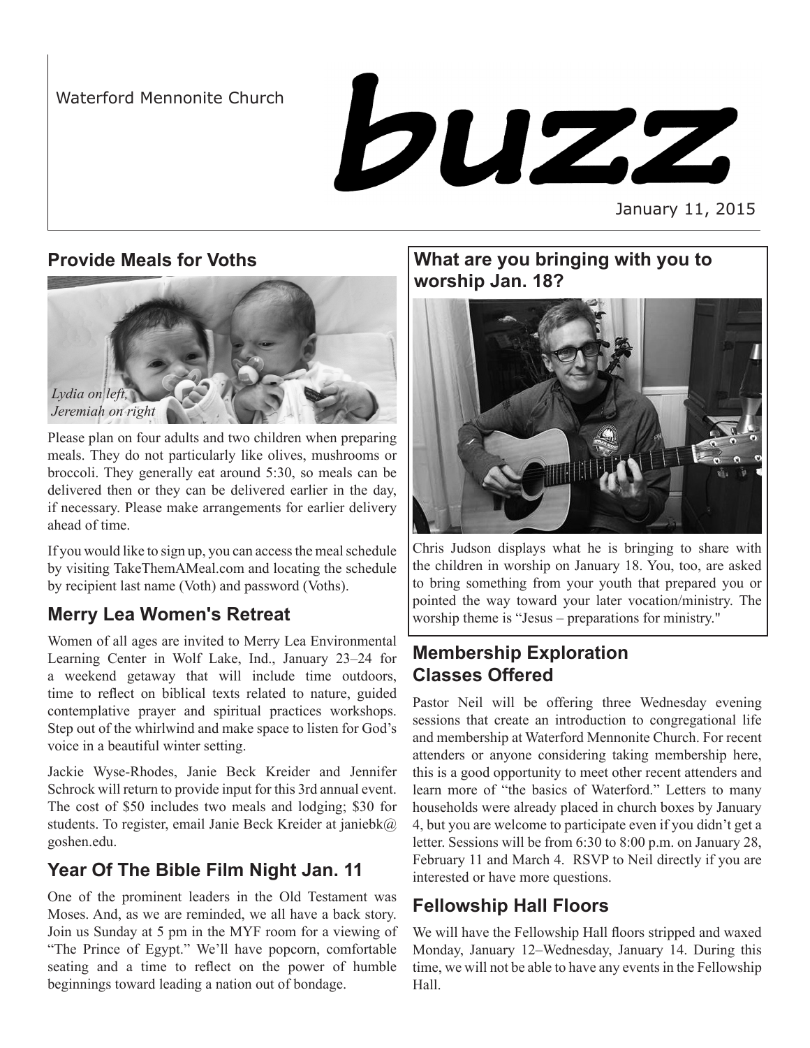Waterford Mennonite Church

# buzz

January 11, 2015

## Provide Meals for Voths

*Lydia on left, Jeremiah on right*

Please plan on four adults and two children when preparing meals. They do not particularly like olives, mushrooms or broccoli. They generally eat around 5:30, so meals can be delivered then or they can be delivered earlier in the day, if necessary. Please make arrangements for earlier delivery ahead of time.

If you would like to sign up, you can access the meal schedule by visiting TakeThemAMeal.com and locating the schedule by recipient last name (Voth) and password (Voths).

## Merry Lea Women's Retreat

Women of all ages are invited to Merry Lea Environmental Learning Center in Wolf Lake, Ind., January 23–24 for a weekend getaway that will include time outdoors, time to reflect on biblical texts related to nature, guided contemplative prayer and spiritual practices workshops. Step out of the whirlwind and make space to listen for God's voice in a beautiful winter setting.

Jackie Wyse-Rhodes, Janie Beck Kreider and Jennifer Schrock will return to provide input for this 3rd annual event. The cost of $50 includes two meals and lodging; $30 for students. To register, email Janie Beck Kreider at janiebk@goshen.edu.

## Year Of The Bible Film Night Jan. 11

One of the prominent leaders in the Old Testament was Moses. And, as we are reminded, we all have a back story. Join us Sunday at 5 pm in the MYF room for a viewing of "The Prince of Egypt." We'll have popcorn, comfortable seating and a time to reflect on the power of humble beginnings toward leading a nation out of bondage.

## What are you bringing with you to worship Jan. 18?

Chris Judson displays what he is bringing to share with the children in worship on January 18. You, too, are asked to bring something from your youth that prepared you or pointed the way toward your later vocation/ministry. The worship theme is "Jesus – preparations for ministry."

## Membership Exploration Classes Offered

Pastor Neil will be offering three Wednesday evening sessions that create an introduction to congregational life and membership at Waterford Mennonite Church. For recent attenders or anyone considering taking membership here, this is a good opportunity to meet other recent attenders and learn more of "the basics of Waterford." Letters to many households were already placed in church boxes by January 4, but you are welcome to participate even if you didn't get a letter. Sessions will be from 6:30 to 8:00 p.m. on January 28, February 11 and March 4. RSVP to Neil directly if you are interested or have more questions.

## Fellowship Hall Floors

We will have the Fellowship Hall floors stripped and waxed Monday, January 12–Wednesday, January 14. During this time, we will not be able to have any events in the Fellowship Hall.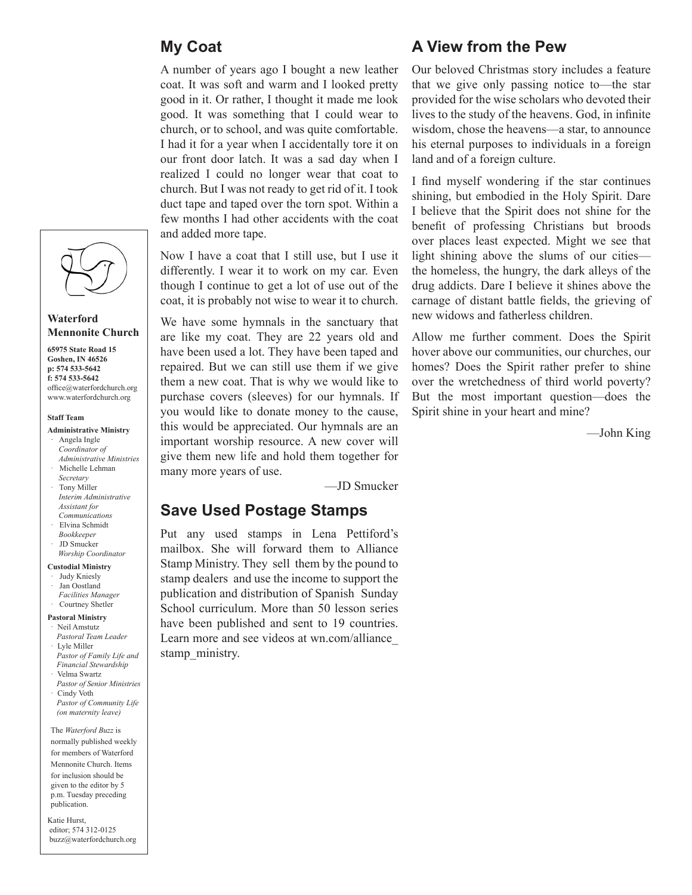## My Coat

A number of years ago I bought a new leather coat. It was soft and warm and I looked pretty good in it. Or rather, I thought it made me look good. It was something that I could wear to church, or to school, and was quite comfortable. I had it for a year when I accidentally tore it on our front door latch. It was a sad day when I realized I could no longer wear that coat to church. But I was not ready to get rid of it. I took duct tape and taped over the torn spot. Within a few months I had other accidents with the coat and added more tape.

Now I have a coat that I still use, but I use it differently. I wear it to work on my car. Even though I continue to get a lot of use out of the coat, it is probably not wise to wear it to church.

We have some hymnals in the sanctuary that are like my coat. They are 22 years old and have been used a lot. They have been taped and repaired. But we can still use them if we give them a new coat. That is why we would like to purchase covers (sleeves) for our hymnals. If you would like to donate money to the cause, this would be appreciated. Our hymnals are an important worship resource. A new cover will give them new life and hold them together for many more years of use.

—JD Smucker

## Save Used Postage Stamps

Put any used stamps in Lena Pettiford's mailbox. She will forward them to Alliance Stamp Ministry. They sell them by the pound to stamp dealers and use the income to support the publication and distribution of Spanish Sunday School curriculum. More than 50 lesson series have been published and sent to 19 countries. Learn more and see videos at wn.com/alliance_stamp_ministry.

## A View from the Pew

Our beloved Christmas story includes a feature that we give only passing notice to—the star provided for the wise scholars who devoted their lives to the study of the heavens. God, in infinite wisdom, chose the heavens—a star, to announce his eternal purposes to individuals in a foreign land and of a foreign culture.

I find myself wondering if the star continues shining, but embodied in the Holy Spirit. Dare I believe that the Spirit does not shine for the benefit of professing Christians but broods over places least expected. Might we see that light shining above the slums of our cities—the homeless, the hungry, the dark alleys of the drug addicts. Dare I believe it shines above the carnage of distant battle fields, the grieving of new widows and fatherless children.

Allow me further comment. Does the Spirit hover above our communities, our churches, our homes? Does the Spirit rather prefer to shine over the wretchedness of third world poverty? But the most important question—does the Spirit shine in your heart and mine?

—John King

**Waterford Mennonite Church**

**65975 State Road 15**
**Goshen, IN 46526**
**p: 574 533-5642**
**f: 574 533-5642**
office@waterfordchurch.org
www.waterfordchurch.org

**Staff Team**

**Administrative Ministry**
- Angela Ingle
  *Coordinator of Administrative Ministries*
- Michelle Lehman
  *Secretary*
- Tony Miller
  *Interim Administrative Assistant for Communications*
- Elvina Schmidt
  *Bookkeeper*
- JD Smucker
  *Worship Coordinator*

**Custodial Ministry**
- Judy Kniesly
- Jan Oostland
  *Facilities Manager*
- Courtney Shetler

**Pastoral Ministry**
- Neil Amstutz
  *Pastoral Team Leader*
- Lyle Miller
  *Pastor of Family Life and Financial Stewardship*
- Velma Swartz
  *Pastor of Senior Ministries*
- Cindy Voth
  *Pastor of Community Life (on maternity leave)*

The *Waterford Buzz* is normally published weekly for members of Waterford Mennonite Church. Items for inclusion should be given to the editor by 5 p.m. Tuesday preceding publication.

Katie Hurst, editor; 574 312-0125
buzz@waterfordchurch.org